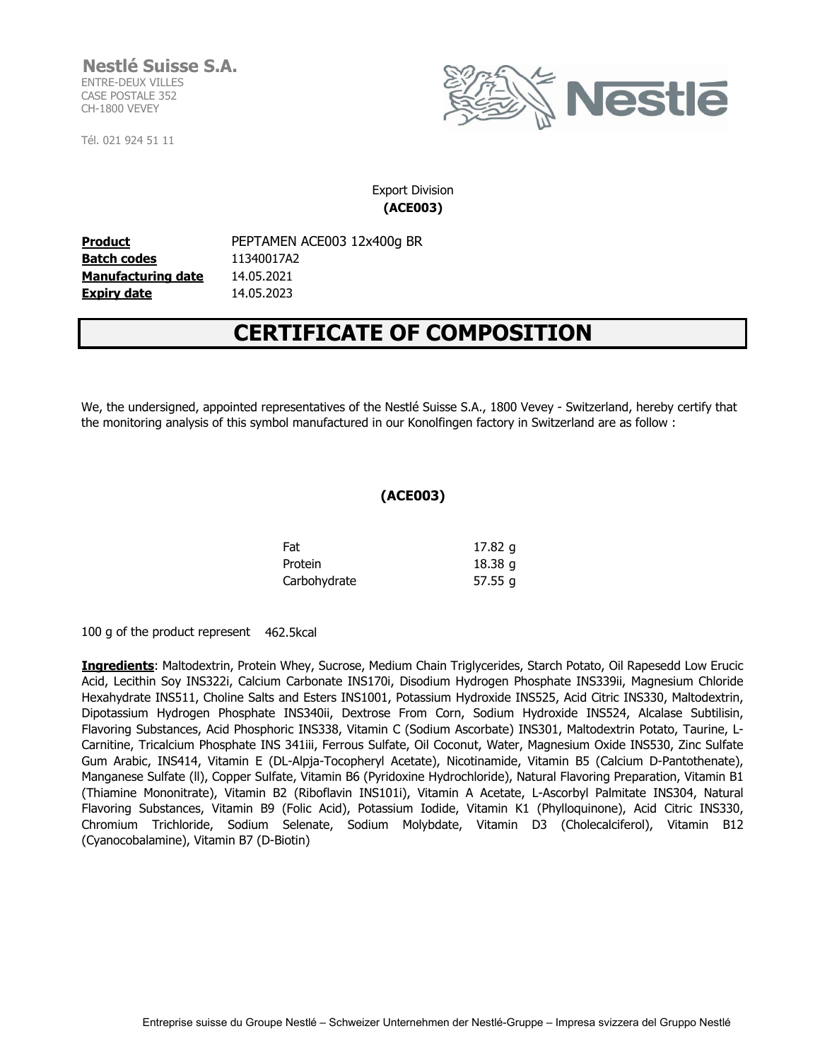**Nestlé Suisse S.A.**
ENTRE-DEUX VILLES
CASE POSTALE 352
CH-1800 VEVEY

Tél. 021 924 51 11

Export Division
**(ACE003)**

| | |
|---|---|
| **Product** | PEPTAMEN ACE003 12x400g BR |
| **Batch codes** | 11340017A2 |
| **Manufacturing date** | 14.05.2021 |
| **Expiry date** | 14.05.2023 |

# CERTIFICATE OF COMPOSITION

We, the undersigned, appointed representatives of the Nestlé Suisse S.A., 1800 Vevey - Switzerland, hereby certify that the monitoring analysis of this symbol manufactured in our Konolfingen factory in Switzerland are as follow :

**(ACE003)**

| | |
|---|---|
| Fat | 17.82 g |
| Protein | 18.38 g |
| Carbohydrate | 57.55 g |

100 g of the product represent 462.5kcal

**Ingredients**: Maltodextrin, Protein Whey, Sucrose, Medium Chain Triglycerides, Starch Potato, Oil Rapesedd Low Erucic Acid, Lecithin Soy INS322i, Calcium Carbonate INS170i, Disodium Hydrogen Phosphate INS339ii, Magnesium Chloride Hexahydrate INS511, Choline Salts and Esters INS1001, Potassium Hydroxide INS525, Acid Citric INS330, Maltodextrin, Dipotassium Hydrogen Phosphate INS340ii, Dextrose From Corn, Sodium Hydroxide INS524, Alcalase Subtilisin, Flavoring Substances, Acid Phosphoric INS338, Vitamin C (Sodium Ascorbate) INS301, Maltodextrin Potato, Taurine, L-Carnitine, Tricalcium Phosphate INS 341iii, Ferrous Sulfate, Oil Coconut, Water, Magnesium Oxide INS530, Zinc Sulfate Gum Arabic, INS414, Vitamin E (DL-Alpja-Tocopheryl Acetate), Nicotinamide, Vitamin B5 (Calcium D-Pantothenate), Manganese Sulfate (ll), Copper Sulfate, Vitamin B6 (Pyridoxine Hydrochloride), Natural Flavoring Preparation, Vitamin B1 (Thiamine Mononitrate), Vitamin B2 (Riboflavin INS101i), Vitamin A Acetate, L-Ascorbyl Palmitate INS304, Natural Flavoring Substances, Vitamin B9 (Folic Acid), Potassium Iodide, Vitamin K1 (Phylloquinone), Acid Citric INS330, Chromium Trichloride, Sodium Selenate, Sodium Molybdate, Vitamin D3 (Cholecalciferol), Vitamin B12 (Cyanocobalamine), Vitamin B7 (D-Biotin)

Entreprise suisse du Groupe Nestlé – Schweizer Unternehmen der Nestlé-Gruppe – Impresa svizzera del Gruppo Nestlé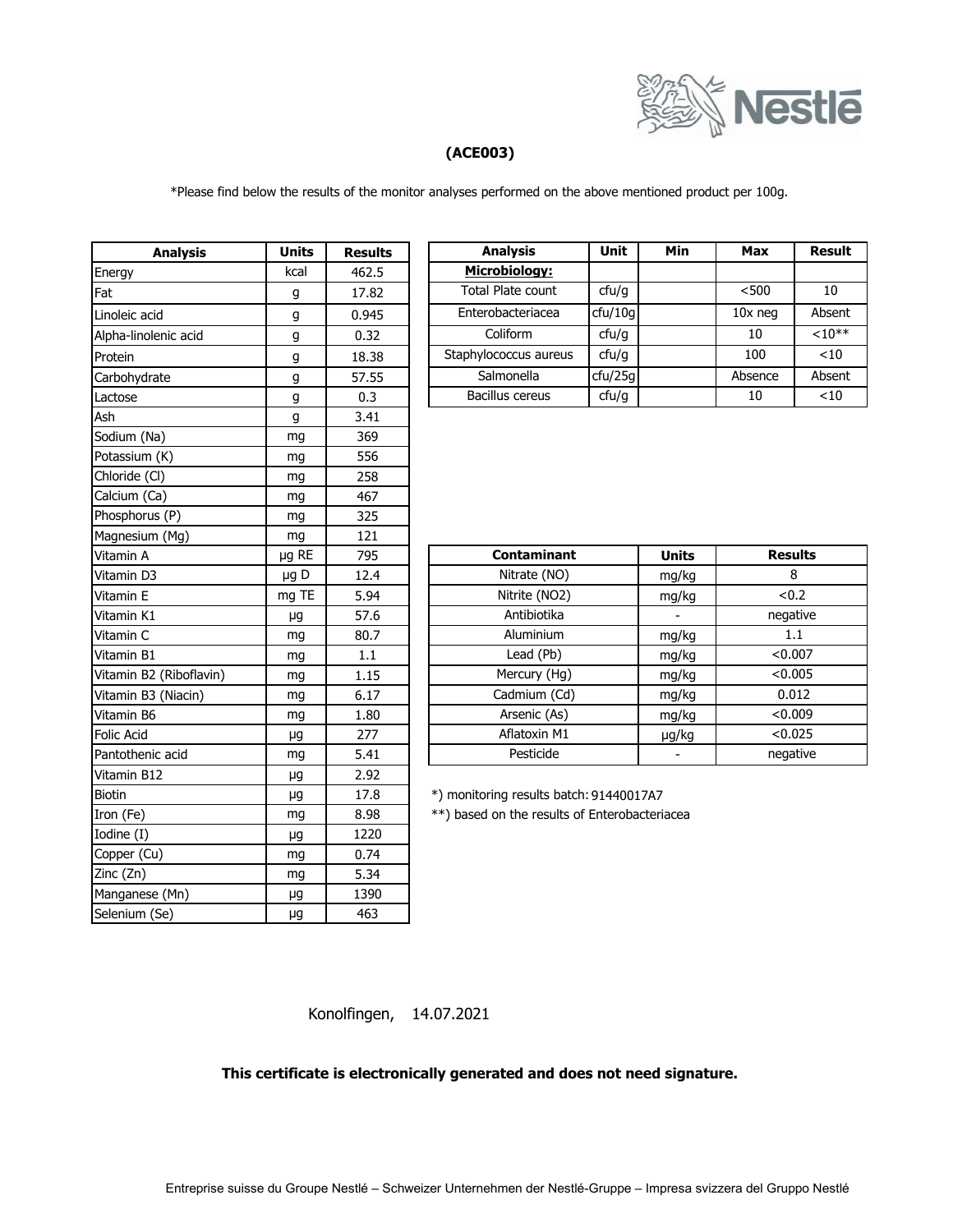**(ACE003)**

*Please find below the results of the monitor analyses performed on the above mentioned product per 100g.

| Analysis | Units | Results |
|---|---|---|
| Energy | kcal | 462.5 |
| Fat | g | 17.82 |
| Linoleic acid | g | 0.945 |
| Alpha-linolenic acid | g | 0.32 |
| Protein | g | 18.38 |
| Carbohydrate | g | 57.55 |
| Lactose | g | 0.3 |
| Ash | g | 3.41 |
| Sodium (Na) | mg | 369 |
| Potassium (K) | mg | 556 |
| Chloride (Cl) | mg | 258 |
| Calcium (Ca) | mg | 467 |
| Phosphorus (P) | mg | 325 |
| Magnesium (Mg) | mg | 121 |
| Vitamin A | µg RE | 795 |
| Vitamin D3 | µg D | 12.4 |
| Vitamin E | mg TE | 5.94 |
| Vitamin K1 | µg | 57.6 |
| Vitamin C | mg | 80.7 |
| Vitamin B1 | mg | 1.1 |
| Vitamin B2 (Riboflavin) | mg | 1.15 |
| Vitamin B3 (Niacin) | mg | 6.17 |
| Vitamin B6 | mg | 1.80 |
| Folic Acid | µg | 277 |
| Pantothenic acid | mg | 5.41 |
| Vitamin B12 | µg | 2.92 |
| Biotin | µg | 17.8 |
| Iron (Fe) | mg | 8.98 |
| Iodine (I) | µg | 1220 |
| Copper (Cu) | mg | 0.74 |
| Zinc (Zn) | mg | 5.34 |
| Manganese (Mn) | µg | 1390 |
| Selenium (Se) | µg | 463 |

| Analysis | Unit | Min | Max | Result |
|---|---|---|---|---|
| **Microbiology:** | | | | |
| Total Plate count | cfu/g | | <500 | 10 |
| Enterobacteriacea | cfu/10g | | 10x neg | Absent |
| Coliform | cfu/g | | 10 | <10** |
| Staphylococcus aureus | cfu/g | | 100 | <10 |
| Salmonella | cfu/25g | | Absence | Absent |
| Bacillus cereus | cfu/g | | 10 | <10 |

| Contaminant | Units | Results |
|---|---|---|
| Nitrate (NO) | mg/kg | 8 |
| Nitrite (NO2) | mg/kg | <0.2 |
| Antibiotika | - | negative |
| Aluminium | mg/kg | 1.1 |
| Lead (Pb) | mg/kg | <0.007 |
| Mercury (Hg) | mg/kg | <0.005 |
| Cadmium (Cd) | mg/kg | 0.012 |
| Arsenic (As) | mg/kg | <0.009 |
| Aflatoxin M1 | µg/kg | <0.025 |
| Pesticide | - | negative |

*) monitoring results batch: 91440017A7

**) based on the results of Enterobacteriacea

Konolfingen, 14.07.2021

**This certificate is electronically generated and does not need signature.**

Entreprise suisse du Groupe Nestlé – Schweizer Unternehmen der Nestlé-Gruppe – Impresa svizzera del Gruppo Nestlé